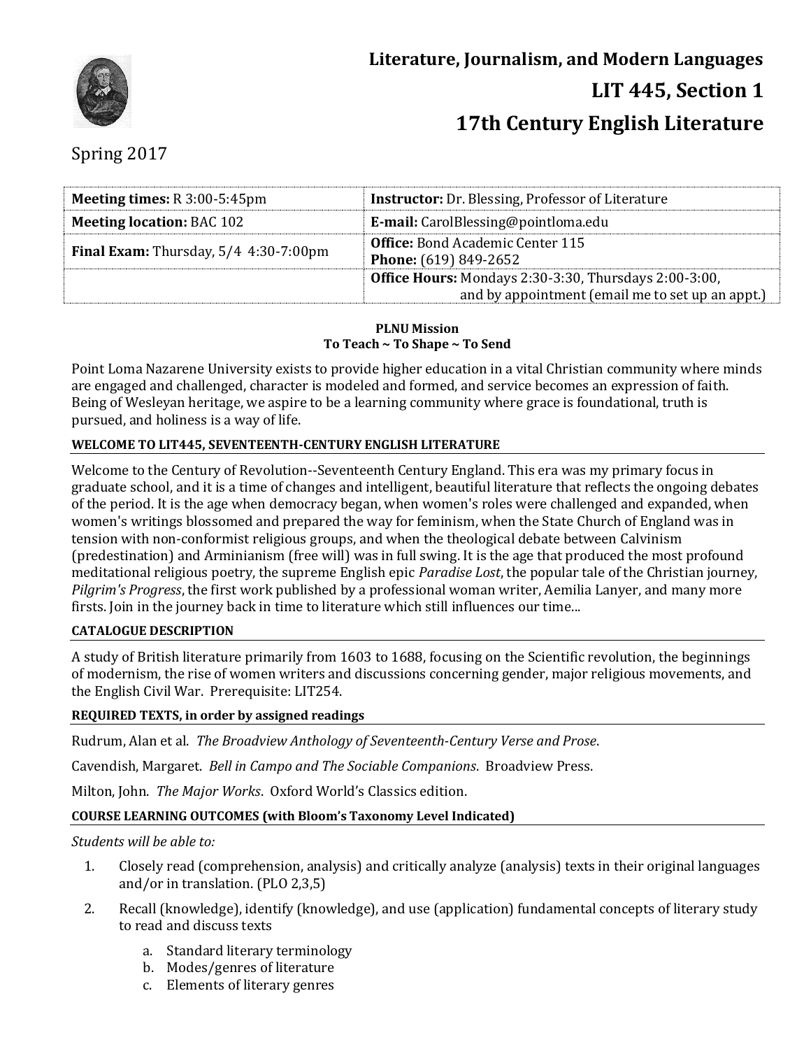# Literature, Journalism, and Modern Languages

## LIT 445, Section 1

## 17th Century English Literature

Spring 2017

| **Meeting times:** R 3:00-5:45pm | **Instructor:** Dr. Blessing, Professor of Literature |
|---|---|
| **Meeting location:** BAC 102 | **E-mail:** CarolBlessing@pointloma.edu |
| **Final Exam:** Thursday, 5/4 4:30-7:00pm | **Office:** Bond Academic Center 115<br>**Phone:** (619) 849-2652 |
| | **Office Hours:** Mondays 2:30-3:30, Thursdays 2:00-3:00, and by appointment (email me to set up an appt.) |

**PLNU Mission**
**To Teach ~ To Shape ~ To Send**

Point Loma Nazarene University exists to provide higher education in a vital Christian community where minds are engaged and challenged, character is modeled and formed, and service becomes an expression of faith. Being of Wesleyan heritage, we aspire to be a learning community where grace is foundational, truth is pursued, and holiness is a way of life.

### WELCOME TO LIT445, SEVENTEENTH-CENTURY ENGLISH LITERATURE

Welcome to the Century of Revolution--Seventeenth Century England. This era was my primary focus in graduate school, and it is a time of changes and intelligent, beautiful literature that reflects the ongoing debates of the period. It is the age when democracy began, when women's roles were challenged and expanded, when women's writings blossomed and prepared the way for feminism, when the State Church of England was in tension with non-conformist religious groups, and when the theological debate between Calvinism (predestination) and Arminianism (free will) was in full swing. It is the age that produced the most profound meditational religious poetry, the supreme English epic *Paradise Lost*, the popular tale of the Christian journey, *Pilgrim's Progress*, the first work published by a professional woman writer, Aemilia Lanyer, and many more firsts. Join in the journey back in time to literature which still influences our time...

### CATALOGUE DESCRIPTION

A study of British literature primarily from 1603 to 1688, focusing on the Scientific revolution, the beginnings of modernism, the rise of women writers and discussions concerning gender, major religious movements, and the English Civil War. Prerequisite: LIT254.

### REQUIRED TEXTS, in order by assigned readings

Rudrum, Alan et al. *The Broadview Anthology of Seventeenth-Century Verse and Prose*.

Cavendish, Margaret. *Bell in Campo and The Sociable Companions*. Broadview Press.

Milton, John. *The Major Works*. Oxford World's Classics edition.

### COURSE LEARNING OUTCOMES (with Bloom's Taxonomy Level Indicated)

*Students will be able to:*

1. Closely read (comprehension, analysis) and critically analyze (analysis) texts in their original languages and/or in translation. (PLO 2,3,5)
2. Recall (knowledge), identify (knowledge), and use (application) fundamental concepts of literary study to read and discuss texts
   a. Standard literary terminology
   b. Modes/genres of literature
   c. Elements of literary genres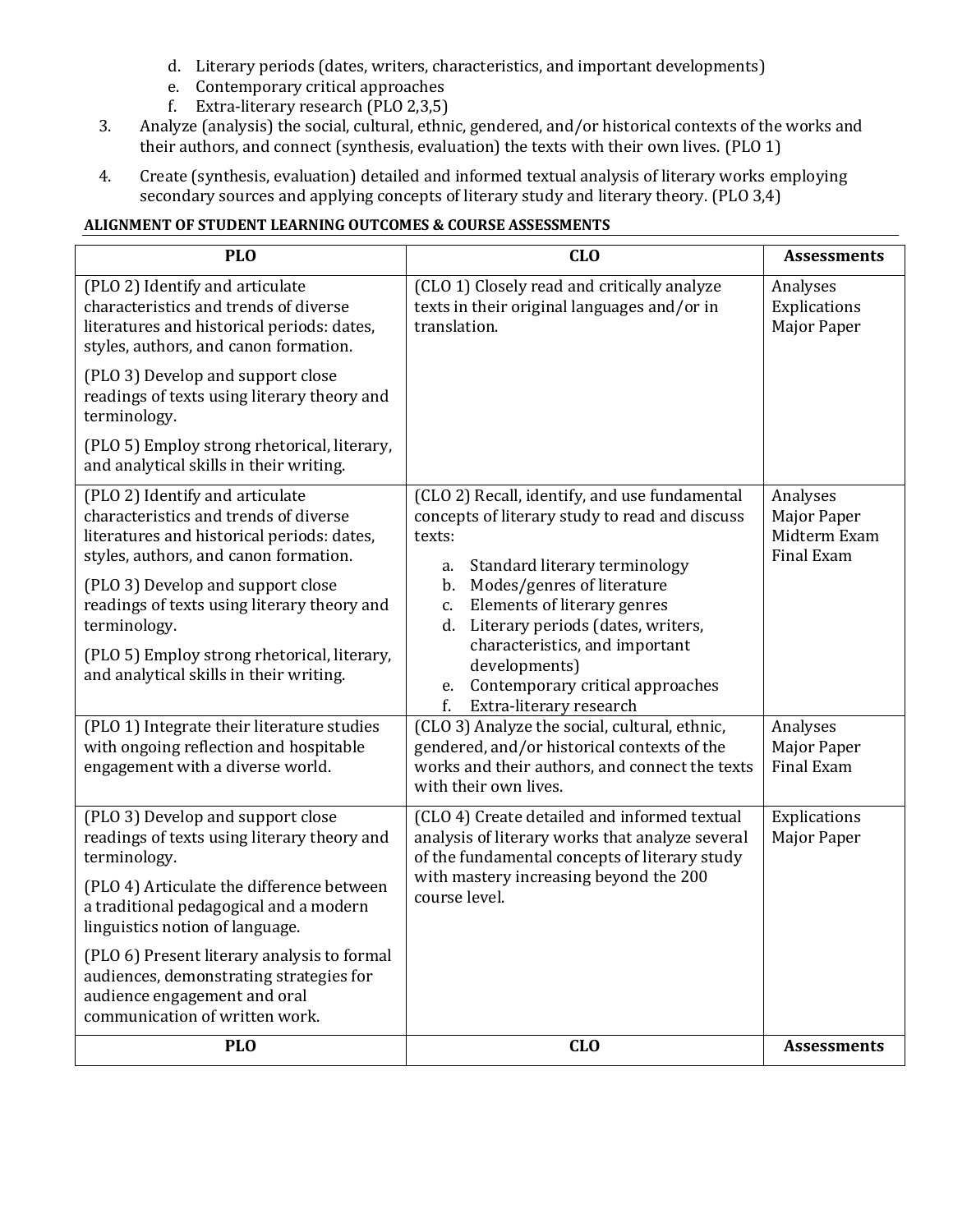d. Literary periods (dates, writers, characteristics, and important developments)
   e. Contemporary critical approaches
   f. Extra-literary research (PLO 2,3,5)

3. Analyze (analysis) the social, cultural, ethnic, gendered, and/or historical contexts of the works and their authors, and connect (synthesis, evaluation) the texts with their own lives. (PLO 1)

4. Create (synthesis, evaluation) detailed and informed textual analysis of literary works employing secondary sources and applying concepts of literary study and literary theory. (PLO 3,4)

**ALIGNMENT OF STUDENT LEARNING OUTCOMES & COURSE ASSESSMENTS**

| PLO | CLO | Assessments |
|---|---|---|
| (PLO 2) Identify and articulate characteristics and trends of diverse literatures and historical periods: dates, styles, authors, and canon formation.<br><br>(PLO 3) Develop and support close readings of texts using literary theory and terminology.<br><br>(PLO 5) Employ strong rhetorical, literary, and analytical skills in their writing. | (CLO 1) Closely read and critically analyze texts in their original languages and/or in translation. | Analyses<br>Explications<br>Major Paper |
| (PLO 2) Identify and articulate characteristics and trends of diverse literatures and historical periods: dates, styles, authors, and canon formation.<br><br>(PLO 3) Develop and support close readings of texts using literary theory and terminology.<br><br>(PLO 5) Employ strong rhetorical, literary, and analytical skills in their writing. | (CLO 2) Recall, identify, and use fundamental concepts of literary study to read and discuss texts:<br>a. Standard literary terminology<br>b. Modes/genres of literature<br>c. Elements of literary genres<br>d. Literary periods (dates, writers, characteristics, and important developments)<br>e. Contemporary critical approaches<br>f. Extra-literary research | Analyses<br>Major Paper<br>Midterm Exam<br>Final Exam |
| (PLO 1) Integrate their literature studies with ongoing reflection and hospitable engagement with a diverse world. | (CLO 3) Analyze the social, cultural, ethnic, gendered, and/or historical contexts of the works and their authors, and connect the texts with their own lives. | Analyses<br>Major Paper<br>Final Exam |
| (PLO 3) Develop and support close readings of texts using literary theory and terminology.<br><br>(PLO 4) Articulate the difference between a traditional pedagogical and a modern linguistics notion of language.<br><br>(PLO 6) Present literary analysis to formal audiences, demonstrating strategies for audience engagement and oral communication of written work. | (CLO 4) Create detailed and informed textual analysis of literary works that analyze several of the fundamental concepts of literary study with mastery increasing beyond the 200 course level. | Explications<br>Major Paper |
| **PLO** | **CLO** | **Assessments** |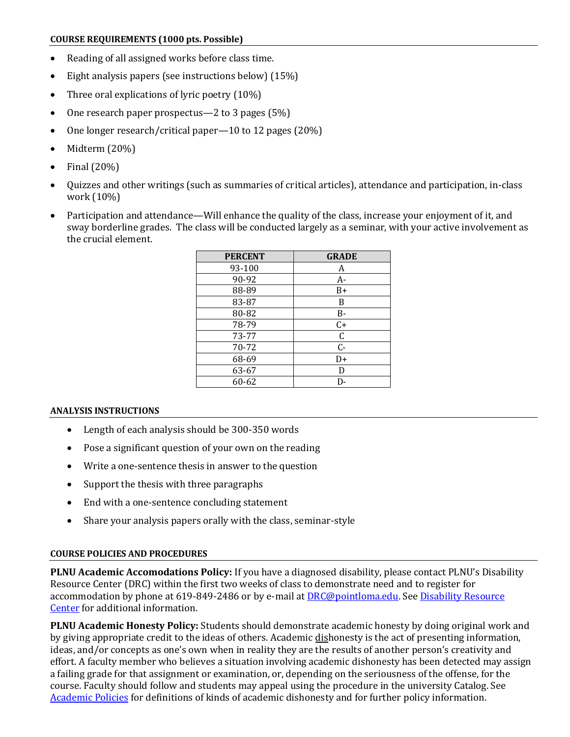### COURSE REQUIREMENTS (1000 pts. Possible)

- Reading of all assigned works before class time.
- Eight analysis papers (see instructions below) (15%)
- Three oral explications of lyric poetry (10%)
- One research paper prospectus—2 to 3 pages (5%)
- One longer research/critical paper—10 to 12 pages (20%)
- Midterm (20%)
- Final (20%)
- Quizzes and other writings (such as summaries of critical articles), attendance and participation, in-class work (10%)
- Participation and attendance—Will enhance the quality of the class, increase your enjoyment of it, and sway borderline grades. The class will be conducted largely as a seminar, with your active involvement as the crucial element.

| PERCENT | GRADE |
|---|---|
| 93-100 | A |
| 90-92 | A- |
| 88-89 | B+ |
| 83-87 | B |
| 80-82 | B- |
| 78-79 | C+ |
| 73-77 | C |
| 70-72 | C- |
| 68-69 | D+ |
| 63-67 | D |
| 60-62 | D- |

### ANALYSIS INSTRUCTIONS

- Length of each analysis should be 300-350 words
- Pose a significant question of your own on the reading
- Write a one-sentence thesis in answer to the question
- Support the thesis with three paragraphs
- End with a one-sentence concluding statement
- Share your analysis papers orally with the class, seminar-style

### COURSE POLICIES AND PROCEDURES

**PLNU Academic Accomodations Policy:** If you have a diagnosed disability, please contact PLNU's Disability Resource Center (DRC) within the first two weeks of class to demonstrate need and to register for accommodation by phone at 619-849-2486 or by e-mail at DRC@pointloma.edu. See Disability Resource Center for additional information.

**PLNU Academic Honesty Policy:** Students should demonstrate academic honesty by doing original work and by giving appropriate credit to the ideas of others. Academic dishonesty is the act of presenting information, ideas, and/or concepts as one's own when in reality they are the results of another person's creativity and effort. A faculty member who believes a situation involving academic dishonesty has been detected may assign a failing grade for that assignment or examination, or, depending on the seriousness of the offense, for the course. Faculty should follow and students may appeal using the procedure in the university Catalog. See Academic Policies for definitions of kinds of academic dishonesty and for further policy information.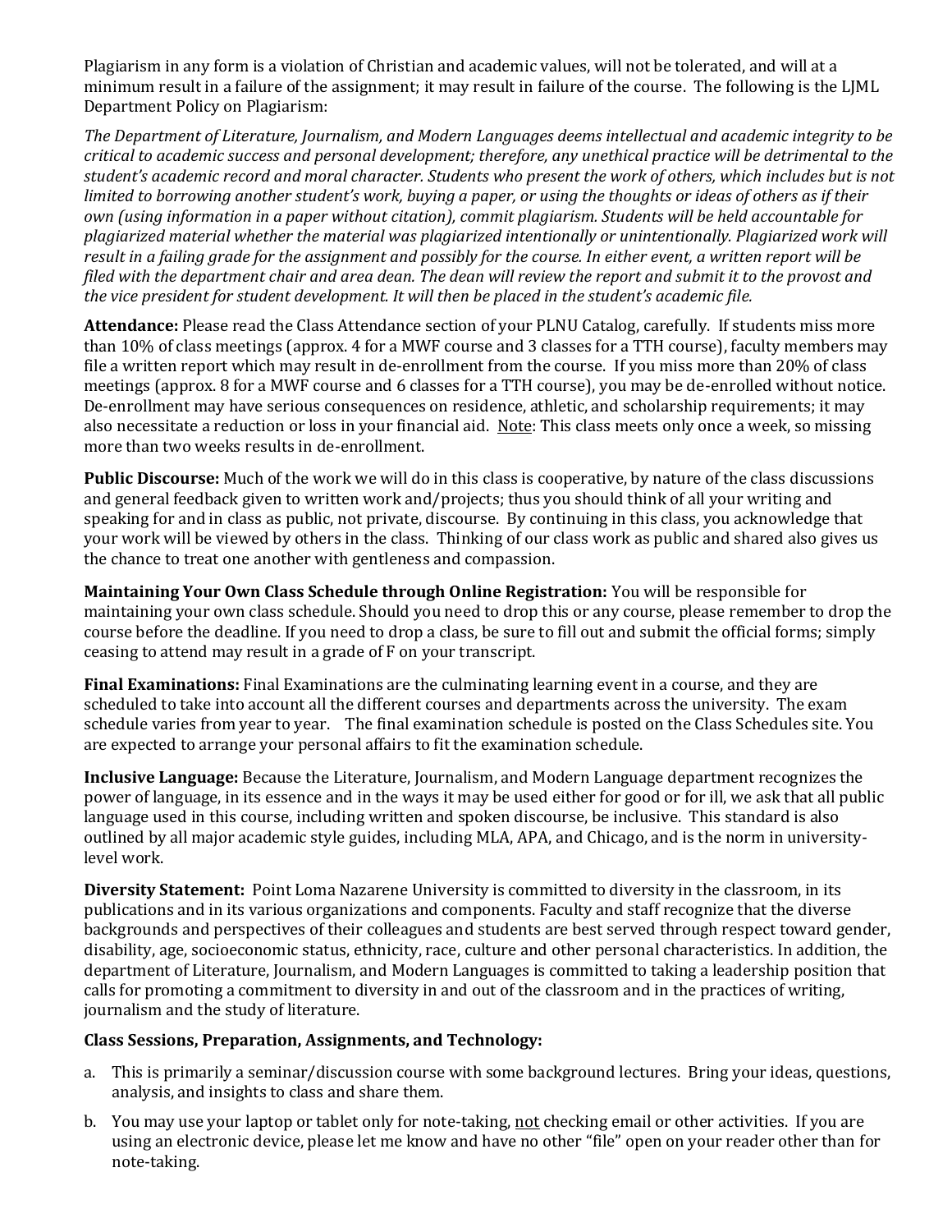Plagiarism in any form is a violation of Christian and academic values, will not be tolerated, and will at a minimum result in a failure of the assignment; it may result in failure of the course. The following is the LJML Department Policy on Plagiarism:

*The Department of Literature, Journalism, and Modern Languages deems intellectual and academic integrity to be critical to academic success and personal development; therefore, any unethical practice will be detrimental to the student's academic record and moral character. Students who present the work of others, which includes but is not limited to borrowing another student's work, buying a paper, or using the thoughts or ideas of others as if their own (using information in a paper without citation), commit plagiarism. Students will be held accountable for plagiarized material whether the material was plagiarized intentionally or unintentionally. Plagiarized work will result in a failing grade for the assignment and possibly for the course. In either event, a written report will be filed with the department chair and area dean. The dean will review the report and submit it to the provost and the vice president for student development. It will then be placed in the student's academic file.*

**Attendance:** Please read the Class Attendance section of your PLNU Catalog, carefully. If students miss more than 10% of class meetings (approx. 4 for a MWF course and 3 classes for a TTH course), faculty members may file a written report which may result in de-enrollment from the course. If you miss more than 20% of class meetings (approx. 8 for a MWF course and 6 classes for a TTH course), you may be de-enrolled without notice. De-enrollment may have serious consequences on residence, athletic, and scholarship requirements; it may also necessitate a reduction or loss in your financial aid. <u>Note</u>: This class meets only once a week, so missing more than two weeks results in de-enrollment.

**Public Discourse:** Much of the work we will do in this class is cooperative, by nature of the class discussions and general feedback given to written work and/projects; thus you should think of all your writing and speaking for and in class as public, not private, discourse. By continuing in this class, you acknowledge that your work will be viewed by others in the class. Thinking of our class work as public and shared also gives us the chance to treat one another with gentleness and compassion.

**Maintaining Your Own Class Schedule through Online Registration:** You will be responsible for maintaining your own class schedule. Should you need to drop this or any course, please remember to drop the course before the deadline. If you need to drop a class, be sure to fill out and submit the official forms; simply ceasing to attend may result in a grade of F on your transcript.

**Final Examinations:** Final Examinations are the culminating learning event in a course, and they are scheduled to take into account all the different courses and departments across the university. The exam schedule varies from year to year. The final examination schedule is posted on the Class Schedules site. You are expected to arrange your personal affairs to fit the examination schedule.

**Inclusive Language:** Because the Literature, Journalism, and Modern Language department recognizes the power of language, in its essence and in the ways it may be used either for good or for ill, we ask that all public language used in this course, including written and spoken discourse, be inclusive. This standard is also outlined by all major academic style guides, including MLA, APA, and Chicago, and is the norm in university-level work.

**Diversity Statement:** Point Loma Nazarene University is committed to diversity in the classroom, in its publications and in its various organizations and components. Faculty and staff recognize that the diverse backgrounds and perspectives of their colleagues and students are best served through respect toward gender, disability, age, socioeconomic status, ethnicity, race, culture and other personal characteristics. In addition, the department of Literature, Journalism, and Modern Languages is committed to taking a leadership position that calls for promoting a commitment to diversity in and out of the classroom and in the practices of writing, journalism and the study of literature.

**Class Sessions, Preparation, Assignments, and Technology:**

a. This is primarily a seminar/discussion course with some background lectures. Bring your ideas, questions, analysis, and insights to class and share them.

b. You may use your laptop or tablet only for note-taking, <u>not</u> checking email or other activities. If you are using an electronic device, please let me know and have no other "file" open on your reader other than for note-taking.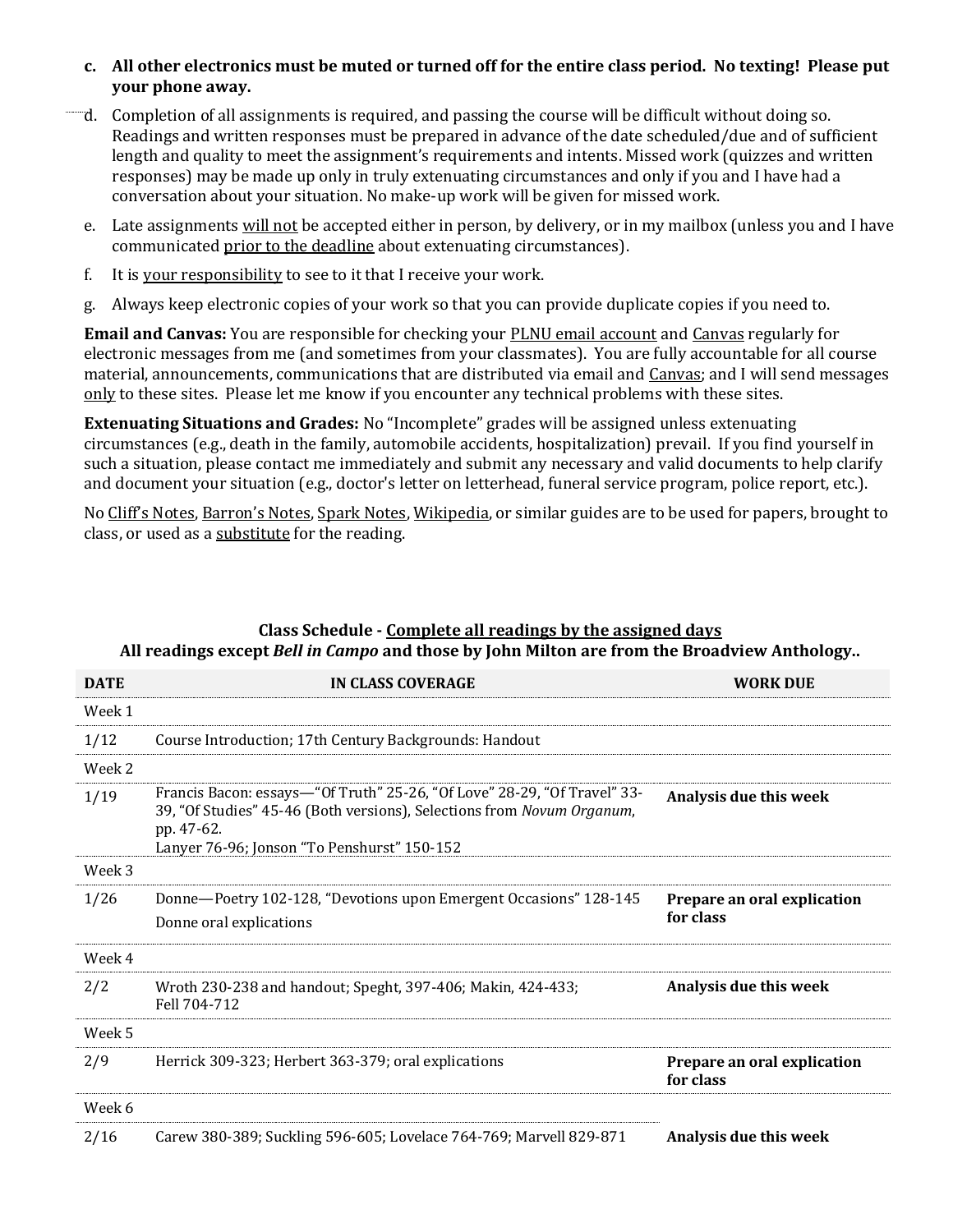c. **All other electronics must be muted or turned off for the entire class period. No texting! Please put your phone away.**

d. Completion of all assignments is required, and passing the course will be difficult without doing so. Readings and written responses must be prepared in advance of the date scheduled/due and of sufficient length and quality to meet the assignment's requirements and intents. Missed work (quizzes and written responses) may be made up only in truly extenuating circumstances and only if you and I have had a conversation about your situation. No make-up work will be given for missed work.

e. Late assignments <u>will not</u> be accepted either in person, by delivery, or in my mailbox (unless you and I have communicated <u>prior to the deadline</u> about extenuating circumstances).

f. It is <u>your responsibility</u> to see to it that I receive your work.

g. Always keep electronic copies of your work so that you can provide duplicate copies if you need to.

**Email and Canvas:** You are responsible for checking your <u>PLNU email account</u> and <u>Canvas</u> regularly for electronic messages from me (and sometimes from your classmates). You are fully accountable for all course material, announcements, communications that are distributed via email and <u>Canvas</u>; and I will send messages <u>only</u> to these sites. Please let me know if you encounter any technical problems with these sites.

**Extenuating Situations and Grades:** No "Incomplete" grades will be assigned unless extenuating circumstances (e.g., death in the family, automobile accidents, hospitalization) prevail. If you find yourself in such a situation, please contact me immediately and submit any necessary and valid documents to help clarify and document your situation (e.g., doctor's letter on letterhead, funeral service program, police report, etc.).

No <u>Cliff's Notes</u>, <u>Barron's Notes</u>, <u>Spark Notes</u>, <u>Wikipedia</u>, or similar guides are to be used for papers, brought to class, or used as a <u>substitute</u> for the reading.

**Class Schedule - <u>Complete all readings by the assigned days</u>**
**All readings except *Bell in Campo* and those by John Milton are from the Broadview Anthology..**

| DATE | IN CLASS COVERAGE | WORK DUE |
|---|---|---|
| Week 1 | | |
| 1/12 | Course Introduction; 17th Century Backgrounds: Handout | |
| Week 2 | | |
| 1/19 | Francis Bacon: essays—"Of Truth" 25-26, "Of Love" 28-29, "Of Travel" 33-39, "Of Studies" 45-46 (Both versions), Selections from *Novum Organum*, pp. 47-62. Lanyer 76-96; Jonson "To Penshurst" 150-152 | **Analysis due this week** |
| Week 3 | | |
| 1/26 | Donne—Poetry 102-128, "Devotions upon Emergent Occasions" 128-145 Donne oral explications | **Prepare an oral explication for class** |
| Week 4 | | |
| 2/2 | Wroth 230-238 and handout; Speght, 397-406; Makin, 424-433; Fell 704-712 | **Analysis due this week** |
| Week 5 | | |
| 2/9 | Herrick 309-323; Herbert 363-379; oral explications | **Prepare an oral explication for class** |
| Week 6 | | |
| 2/16 | Carew 380-389; Suckling 596-605; Lovelace 764-769; Marvell 829-871 | **Analysis due this week** |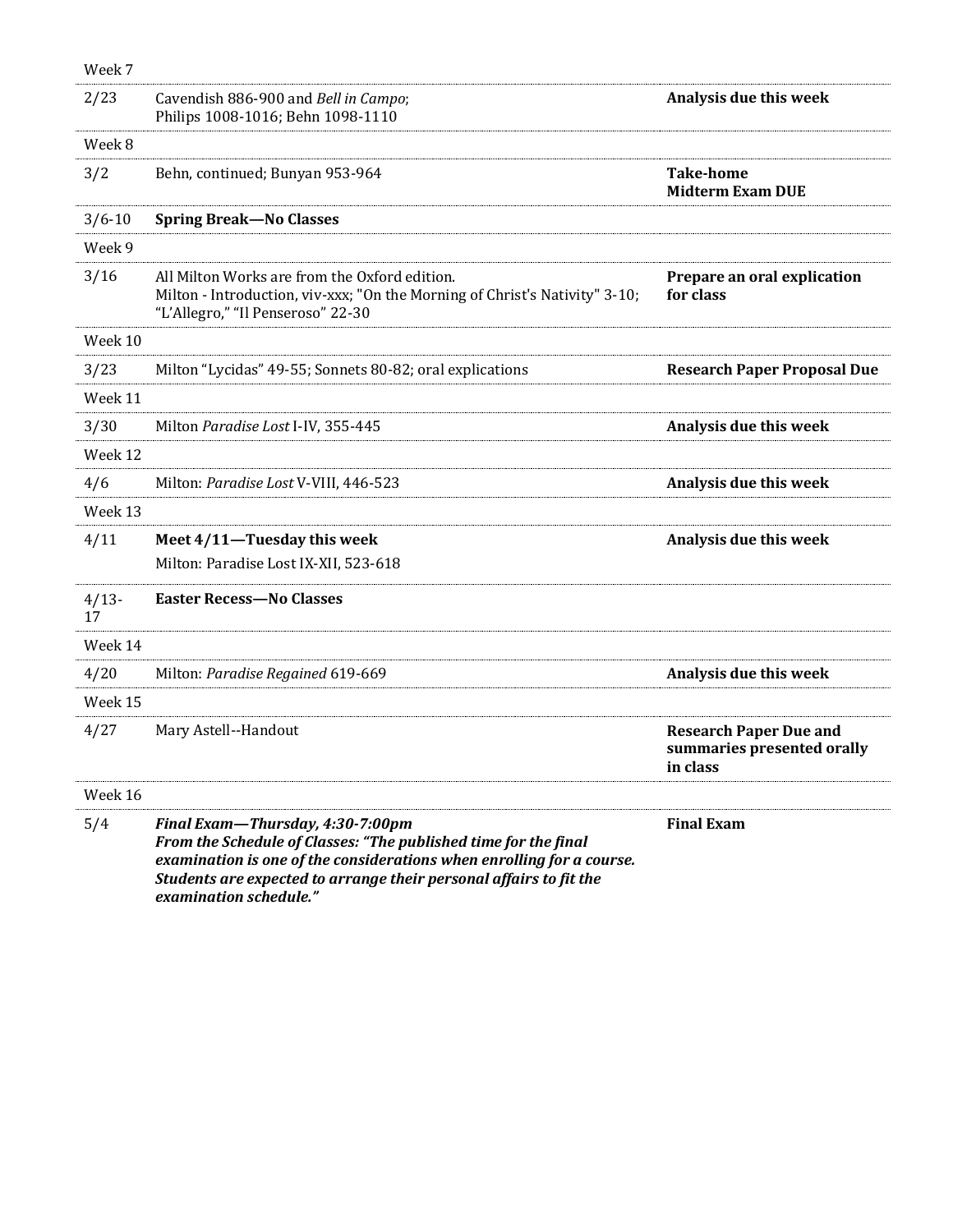| | | |
|---|---|---|
| Week 7 | | |
| 2/23 | Cavendish 886-900 and *Bell in Campo*; Philips 1008-1016; Behn 1098-1110 | **Analysis due this week** |
| Week 8 | | |
| 3/2 | Behn, continued; Bunyan 953-964 | **Take-home Midterm Exam DUE** |
| 3/6-10 | **Spring Break—No Classes** | |
| Week 9 | | |
| 3/16 | All Milton Works are from the Oxford edition. Milton - Introduction, viv-xxx; "On the Morning of Christ's Nativity" 3-10; "L'Allegro," "Il Penseroso" 22-30 | **Prepare an oral explication for class** |
| Week 10 | | |
| 3/23 | Milton "Lycidas" 49-55; Sonnets 80-82; oral explications | **Research Paper Proposal Due** |
| Week 11 | | |
| 3/30 | Milton *Paradise Lost* I-IV, 355-445 | **Analysis due this week** |
| Week 12 | | |
| 4/6 | Milton: *Paradise Lost* V-VIII, 446-523 | **Analysis due this week** |
| Week 13 | | |
| 4/11 | **Meet 4/11—Tuesday this week** Milton: Paradise Lost IX-XII, 523-618 | **Analysis due this week** |
| 4/13-17 | **Easter Recess—No Classes** | |
| Week 14 | | |
| 4/20 | Milton: *Paradise Regained* 619-669 | **Analysis due this week** |
| Week 15 | | |
| 4/27 | Mary Astell--Handout | **Research Paper Due and summaries presented orally in class** |
| Week 16 | | |
| 5/4 | ***Final Exam—Thursday, 4:30-7:00pm*** ***From the Schedule of Classes: "The published time for the final examination is one of the considerations when enrolling for a course. Students are expected to arrange their personal affairs to fit the examination schedule."*** | **Final Exam** |